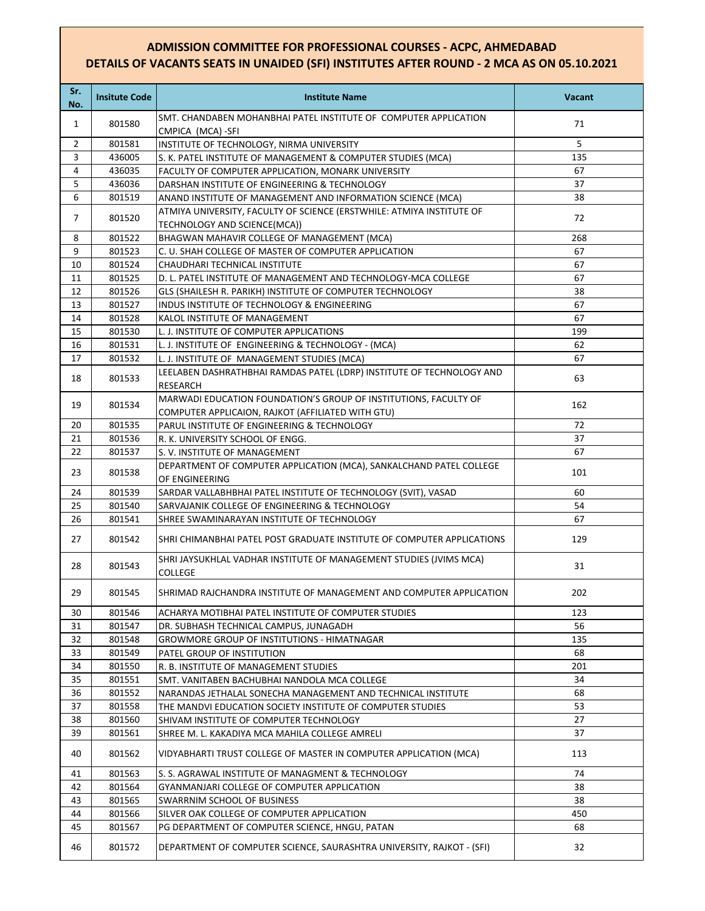## ADMISSION COMMITTEE FOR PROFESSIONAL COURSES - ACPC, AHMEDABAD
## DETAILS OF VACANTS SEATS IN UNAIDED (SFI) INSTITUTES AFTER ROUND - 2 MCA AS ON 05.10.2021

| Sr. No. | Insitute Code | Institute Name | Vacant |
|---|---|---|---|
| 1 | 801580 | SMT. CHANDABEN MOHANBHAI PATEL INSTITUTE OF COMPUTER APPLICATION CMPICA (MCA) -SFI | 71 |
| 2 | 801581 | INSTITUTE OF TECHNOLOGY, NIRMA UNIVERSITY | 5 |
| 3 | 436005 | S. K. PATEL INSTITUTE OF MANAGEMENT & COMPUTER STUDIES (MCA) | 135 |
| 4 | 436035 | FACULTY OF COMPUTER APPLICATION, MONARK UNIVERSITY | 67 |
| 5 | 436036 | DARSHAN INSTITUTE OF ENGINEERING & TECHNOLOGY | 37 |
| 6 | 801519 | ANAND INSTITUTE OF MANAGEMENT AND INFORMATION SCIENCE (MCA) | 38 |
| 7 | 801520 | ATMIYA UNIVERSITY, FACULTY OF SCIENCE (ERSTWHILE: ATMIYA INSTITUTE OF TECHNOLOGY AND SCIENCE(MCA)) | 72 |
| 8 | 801522 | BHAGWAN MAHAVIR COLLEGE OF MANAGEMENT (MCA) | 268 |
| 9 | 801523 | C. U. SHAH COLLEGE OF MASTER OF COMPUTER APPLICATION | 67 |
| 10 | 801524 | CHAUDHARI TECHNICAL INSTITUTE | 67 |
| 11 | 801525 | D. L. PATEL INSTITUTE OF MANAGEMENT AND TECHNOLOGY-MCA COLLEGE | 67 |
| 12 | 801526 | GLS (SHAILESH R. PARIKH) INSTITUTE OF COMPUTER TECHNOLOGY | 38 |
| 13 | 801527 | INDUS INSTITUTE OF TECHNOLOGY & ENGINEERING | 67 |
| 14 | 801528 | KALOL INSTITUTE OF MANAGEMENT | 67 |
| 15 | 801530 | L. J. INSTITUTE OF COMPUTER APPLICATIONS | 199 |
| 16 | 801531 | L. J. INSTITUTE OF ENGINEERING & TECHNOLOGY - (MCA) | 62 |
| 17 | 801532 | L. J. INSTITUTE OF MANAGEMENT STUDIES (MCA) | 67 |
| 18 | 801533 | LEELABEN DASHRATHBHAI RAMDAS PATEL (LDRP) INSTITUTE OF TECHNOLOGY AND RESEARCH | 63 |
| 19 | 801534 | MARWADI EDUCATION FOUNDATION'S GROUP OF INSTITUTIONS, FACULTY OF COMPUTER APPLICAION, RAJKOT (AFFILIATED WITH GTU) | 162 |
| 20 | 801535 | PARUL INSTITUTE OF ENGINEERING & TECHNOLOGY | 72 |
| 21 | 801536 | R. K. UNIVERSITY SCHOOL OF ENGG. | 37 |
| 22 | 801537 | S. V. INSTITUTE OF MANAGEMENT | 67 |
| 23 | 801538 | DEPARTMENT OF COMPUTER APPLICATION (MCA), SANKALCHAND PATEL COLLEGE OF ENGINEERING | 101 |
| 24 | 801539 | SARDAR VALLABHBHAI PATEL INSTITUTE OF TECHNOLOGY (SVIT), VASAD | 60 |
| 25 | 801540 | SARVAJANIK COLLEGE OF ENGINEERING & TECHNOLOGY | 54 |
| 26 | 801541 | SHREE SWAMINARAYAN INSTITUTE OF TECHNOLOGY | 67 |
| 27 | 801542 | SHRI CHIMANBHAI PATEL POST GRADUATE INSTITUTE OF COMPUTER APPLICATIONS | 129 |
| 28 | 801543 | SHRI JAYSUKHLAL VADHAR INSTITUTE OF MANAGEMENT STUDIES (JVIMS MCA) COLLEGE | 31 |
| 29 | 801545 | SHRIMAD RAJCHANDRA INSTITUTE OF MANAGEMENT AND COMPUTER APPLICATION | 202 |
| 30 | 801546 | ACHARYA MOTIBHAI PATEL INSTITUTE OF COMPUTER STUDIES | 123 |
| 31 | 801547 | DR. SUBHASH TECHNICAL CAMPUS, JUNAGADH | 56 |
| 32 | 801548 | GROWMORE GROUP OF INSTITUTIONS - HIMATNAGAR | 135 |
| 33 | 801549 | PATEL GROUP OF INSTITUTION | 68 |
| 34 | 801550 | R. B. INSTITUTE OF MANAGEMENT STUDIES | 201 |
| 35 | 801551 | SMT. VANITABEN BACHUBHAI NANDOLA MCA COLLEGE | 34 |
| 36 | 801552 | NARANDAS JETHALAL SONECHA MANAGEMENT AND TECHNICAL INSTITUTE | 68 |
| 37 | 801558 | THE MANDVI EDUCATION SOCIETY INSTITUTE OF COMPUTER STUDIES | 53 |
| 38 | 801560 | SHIVAM INSTITUTE OF COMPUTER TECHNOLOGY | 27 |
| 39 | 801561 | SHREE M. L. KAKADIYA MCA MAHILA COLLEGE AMRELI | 37 |
| 40 | 801562 | VIDYABHARTI TRUST COLLEGE OF MASTER IN COMPUTER APPLICATION (MCA) | 113 |
| 41 | 801563 | S. S. AGRAWAL INSTITUTE OF MANAGMENT & TECHNOLOGY | 74 |
| 42 | 801564 | GYANMANJARI COLLEGE OF COMPUTER APPLICATION | 38 |
| 43 | 801565 | SWARRNIM SCHOOL OF BUSINESS | 38 |
| 44 | 801566 | SILVER OAK COLLEGE OF COMPUTER APPLICATION | 450 |
| 45 | 801567 | PG DEPARTMENT OF COMPUTER SCIENCE, HNGU, PATAN | 68 |
| 46 | 801572 | DEPARTMENT OF COMPUTER SCIENCE, SAURASHTRA UNIVERSITY, RAJKOT - (SFI) | 32 |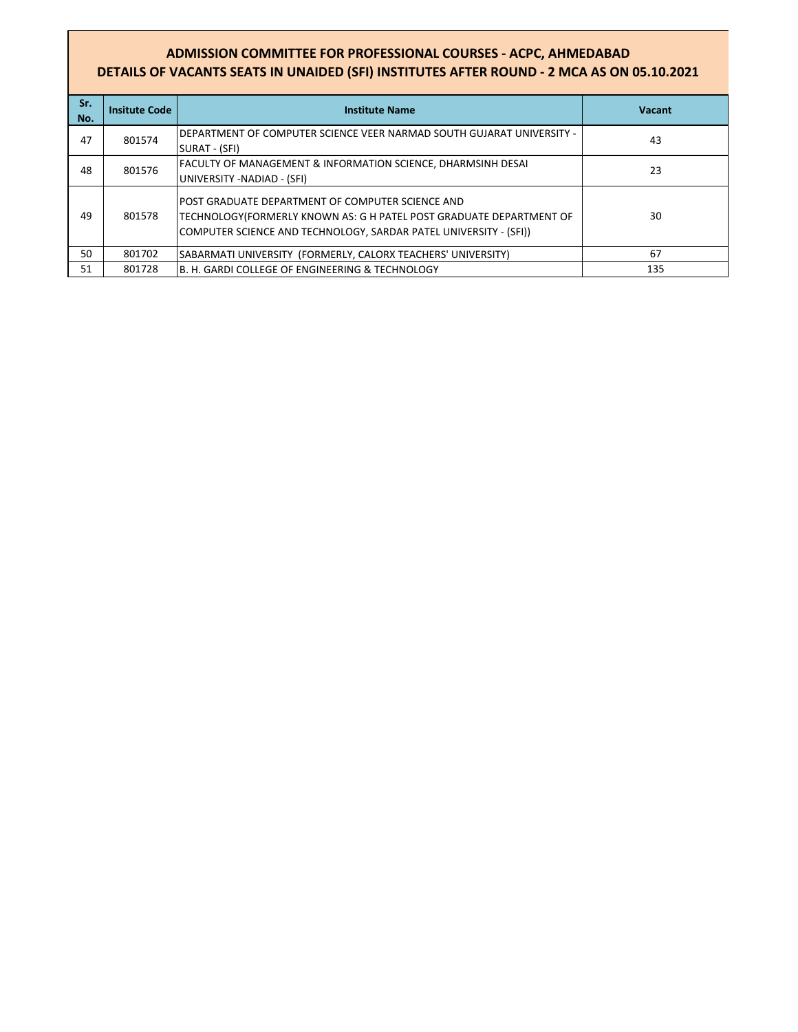## ADMISSION COMMITTEE FOR PROFESSIONAL COURSES - ACPC, AHMEDABAD
## DETAILS OF VACANTS SEATS IN UNAIDED (SFI) INSTITUTES AFTER ROUND - 2 MCA AS ON 05.10.2021

| Sr. No. | Insitute Code | Institute Name | Vacant |
|---|---|---|---|
| 47 | 801574 | DEPARTMENT OF COMPUTER SCIENCE VEER NARMAD SOUTH GUJARAT UNIVERSITY - SURAT - (SFI) | 43 |
| 48 | 801576 | FACULTY OF MANAGEMENT & INFORMATION SCIENCE, DHARMSINH DESAI UNIVERSITY -NADIAD - (SFI) | 23 |
| 49 | 801578 | POST GRADUATE DEPARTMENT OF COMPUTER SCIENCE AND TECHNOLOGY(FORMERLY KNOWN AS: G H PATEL POST GRADUATE DEPARTMENT OF COMPUTER SCIENCE AND TECHNOLOGY, SARDAR PATEL UNIVERSITY - (SFI)) | 30 |
| 50 | 801702 | SABARMATI UNIVERSITY (FORMERLY, CALORX TEACHERS' UNIVERSITY) | 67 |
| 51 | 801728 | B. H. GARDI COLLEGE OF ENGINEERING & TECHNOLOGY | 135 |